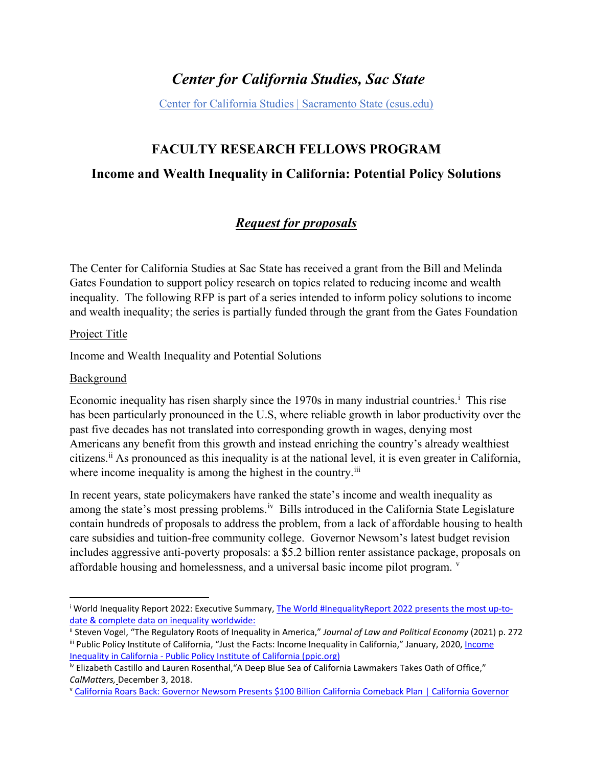# *Center for California Studies, Sac State*

[Center for California Studies | Sacramento State (csus.edu)](https://www.csus.edu)

## FACULTY RESEARCH FELLOWS PROGRAM

## Income and Wealth Inequality in California: Potential Policy Solutions

### ***Request for proposals***

The Center for California Studies at Sac State has received a grant from the Bill and Melinda Gates Foundation to support policy research on topics related to reducing income and wealth inequality. The following RFP is part of a series intended to inform policy solutions to income and wealth inequality; the series is partially funded through the grant from the Gates Foundation

Project Title

Income and Wealth Inequality and Potential Solutions

Background

Economic inequality has risen sharply since the 1970s in many industrial countries.[i] This rise has been particularly pronounced in the U.S, where reliable growth in labor productivity over the past five decades has not translated into corresponding growth in wages, denying most Americans any benefit from this growth and instead enriching the country's already wealthiest citizens.[ii] As pronounced as this inequality is at the national level, it is even greater in California, where income inequality is among the highest in the country.[iii]

In recent years, state policymakers have ranked the state's income and wealth inequality as among the state's most pressing problems.[iv] Bills introduced in the California State Legislature contain hundreds of proposals to address the problem, from a lack of affordable housing to health care subsidies and tuition-free community college. Governor Newsom's latest budget revision includes aggressive anti-poverty proposals: a $5.2 billion renter assistance package, proposals on affordable housing and homelessness, and a universal basic income pilot program. [v]

---

[i] World Inequality Report 2022: Executive Summary, The World #InequalityReport 2022 presents the most up-to-date & complete data on inequality worldwide:

[ii] Steven Vogel, "The Regulatory Roots of Inequality in America," *Journal of Law and Political Economy* (2021) p. 272

[iii] Public Policy Institute of California, "Just the Facts: Income Inequality in California," January, 2020, Income Inequality in California - Public Policy Institute of California (ppic.org)

[iv] Elizabeth Castillo and Lauren Rosenthal,"A Deep Blue Sea of California Lawmakers Takes Oath of Office," *CalMatters,* December 3, 2018.

[v] California Roars Back: Governor Newsom Presents $100 Billion California Comeback Plan | California Governor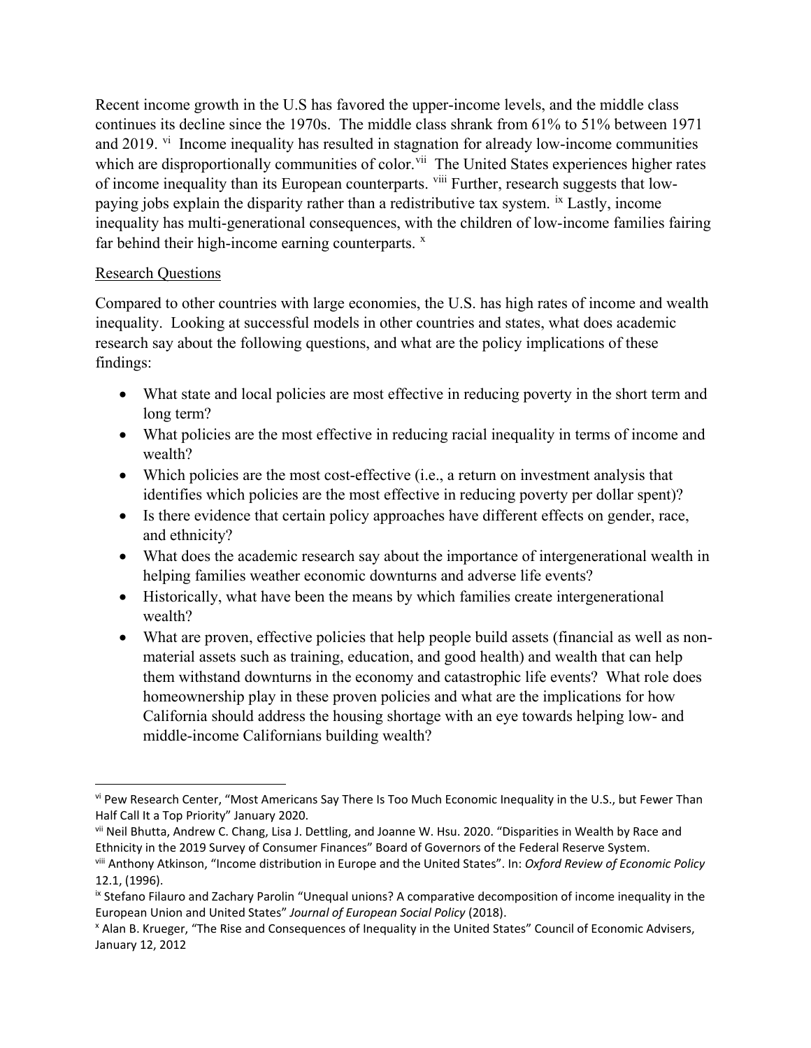Recent income growth in the U.S has favored the upper-income levels, and the middle class continues its decline since the 1970s. The middle class shrank from 61% to 51% between 1971 and 2019. [vi] Income inequality has resulted in stagnation for already low-income communities which are disproportionally communities of color.[vii] The United States experiences higher rates of income inequality than its European counterparts. [viii] Further, research suggests that low-paying jobs explain the disparity rather than a redistributive tax system. [ix] Lastly, income inequality has multi-generational consequences, with the children of low-income families fairing far behind their high-income earning counterparts. [x]

<u>Research Questions</u>

Compared to other countries with large economies, the U.S. has high rates of income and wealth inequality. Looking at successful models in other countries and states, what does academic research say about the following questions, and what are the policy implications of these findings:

- What state and local policies are most effective in reducing poverty in the short term and long term?
- What policies are the most effective in reducing racial inequality in terms of income and wealth?
- Which policies are the most cost-effective (i.e., a return on investment analysis that identifies which policies are the most effective in reducing poverty per dollar spent)?
- Is there evidence that certain policy approaches have different effects on gender, race, and ethnicity?
- What does the academic research say about the importance of intergenerational wealth in helping families weather economic downturns and adverse life events?
- Historically, what have been the means by which families create intergenerational wealth?
- What are proven, effective policies that help people build assets (financial as well as non-material assets such as training, education, and good health) and wealth that can help them withstand downturns in the economy and catastrophic life events? What role does homeownership play in these proven policies and what are the implications for how California should address the housing shortage with an eye towards helping low- and middle-income Californians building wealth?

---

[vi] Pew Research Center, "Most Americans Say There Is Too Much Economic Inequality in the U.S., but Fewer Than Half Call It a Top Priority" January 2020.

[vii] Neil Bhutta, Andrew C. Chang, Lisa J. Dettling, and Joanne W. Hsu. 2020. "Disparities in Wealth by Race and Ethnicity in the 2019 Survey of Consumer Finances" Board of Governors of the Federal Reserve System.

[viii] Anthony Atkinson, "Income distribution in Europe and the United States". In: *Oxford Review of Economic Policy* 12.1, (1996).

[ix] Stefano Filauro and Zachary Parolin "Unequal unions? A comparative decomposition of income inequality in the European Union and United States" *Journal of European Social Policy* (2018).

[x] Alan B. Krueger, "The Rise and Consequences of Inequality in the United States" Council of Economic Advisers, January 12, 2012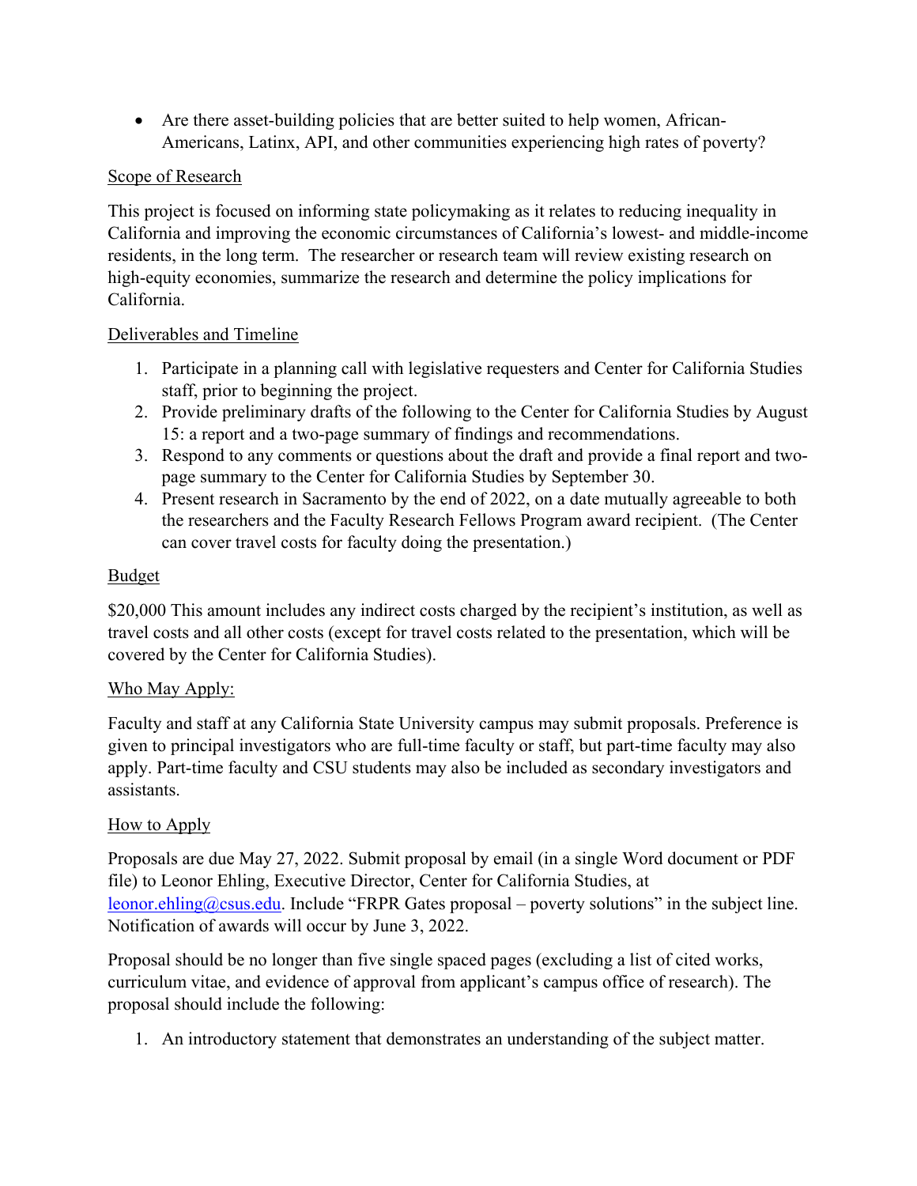- Are there asset-building policies that are better suited to help women, African-Americans, Latinx, API, and other communities experiencing high rates of poverty?

## Scope of Research

This project is focused on informing state policymaking as it relates to reducing inequality in California and improving the economic circumstances of California's lowest- and middle-income residents, in the long term. The researcher or research team will review existing research on high-equity economies, summarize the research and determine the policy implications for California.

## Deliverables and Timeline

1. Participate in a planning call with legislative requesters and Center for California Studies staff, prior to beginning the project.
2. Provide preliminary drafts of the following to the Center for California Studies by August 15: a report and a two-page summary of findings and recommendations.
3. Respond to any comments or questions about the draft and provide a final report and two-page summary to the Center for California Studies by September 30.
4. Present research in Sacramento by the end of 2022, on a date mutually agreeable to both the researchers and the Faculty Research Fellows Program award recipient. (The Center can cover travel costs for faculty doing the presentation.)

## Budget

$20,000 This amount includes any indirect costs charged by the recipient's institution, as well as travel costs and all other costs (except for travel costs related to the presentation, which will be covered by the Center for California Studies).

## Who May Apply:

Faculty and staff at any California State University campus may submit proposals. Preference is given to principal investigators who are full-time faculty or staff, but part-time faculty may also apply. Part-time faculty and CSU students may also be included as secondary investigators and assistants.

## How to Apply

Proposals are due May 27, 2022. Submit proposal by email (in a single Word document or PDF file) to Leonor Ehling, Executive Director, Center for California Studies, at leonor.ehling@csus.edu. Include "FRPR Gates proposal – poverty solutions" in the subject line. Notification of awards will occur by June 3, 2022.

Proposal should be no longer than five single spaced pages (excluding a list of cited works, curriculum vitae, and evidence of approval from applicant's campus office of research). The proposal should include the following:

1. An introductory statement that demonstrates an understanding of the subject matter.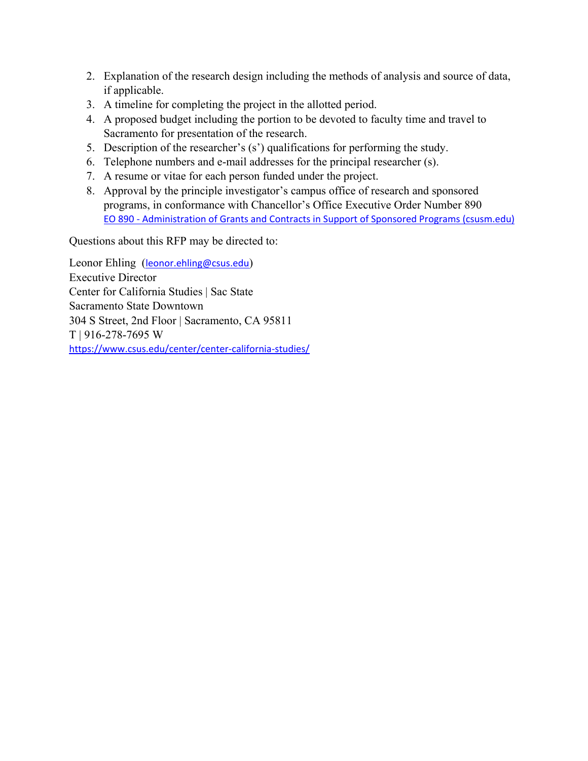2. Explanation of the research design including the methods of analysis and source of data, if applicable.
3. A timeline for completing the project in the allotted period.
4. A proposed budget including the portion to be devoted to faculty time and travel to Sacramento for presentation of the research.
5. Description of the researcher's (s') qualifications for performing the study.
6. Telephone numbers and e-mail addresses for the principal researcher (s).
7. A resume or vitae for each person funded under the project.
8. Approval by the principle investigator's campus office of research and sponsored programs, in conformance with Chancellor's Office Executive Order Number 890 [EO 890 - Administration of Grants and Contracts in Support of Sponsored Programs (csusm.edu)]

Questions about this RFP may be directed to:

Leonor Ehling (leonor.ehling@csus.edu)
Executive Director
Center for California Studies | Sac State
Sacramento State Downtown
304 S Street, 2nd Floor | Sacramento, CA 95811
T | 916-278-7695 W
https://www.csus.edu/center/center-california-studies/